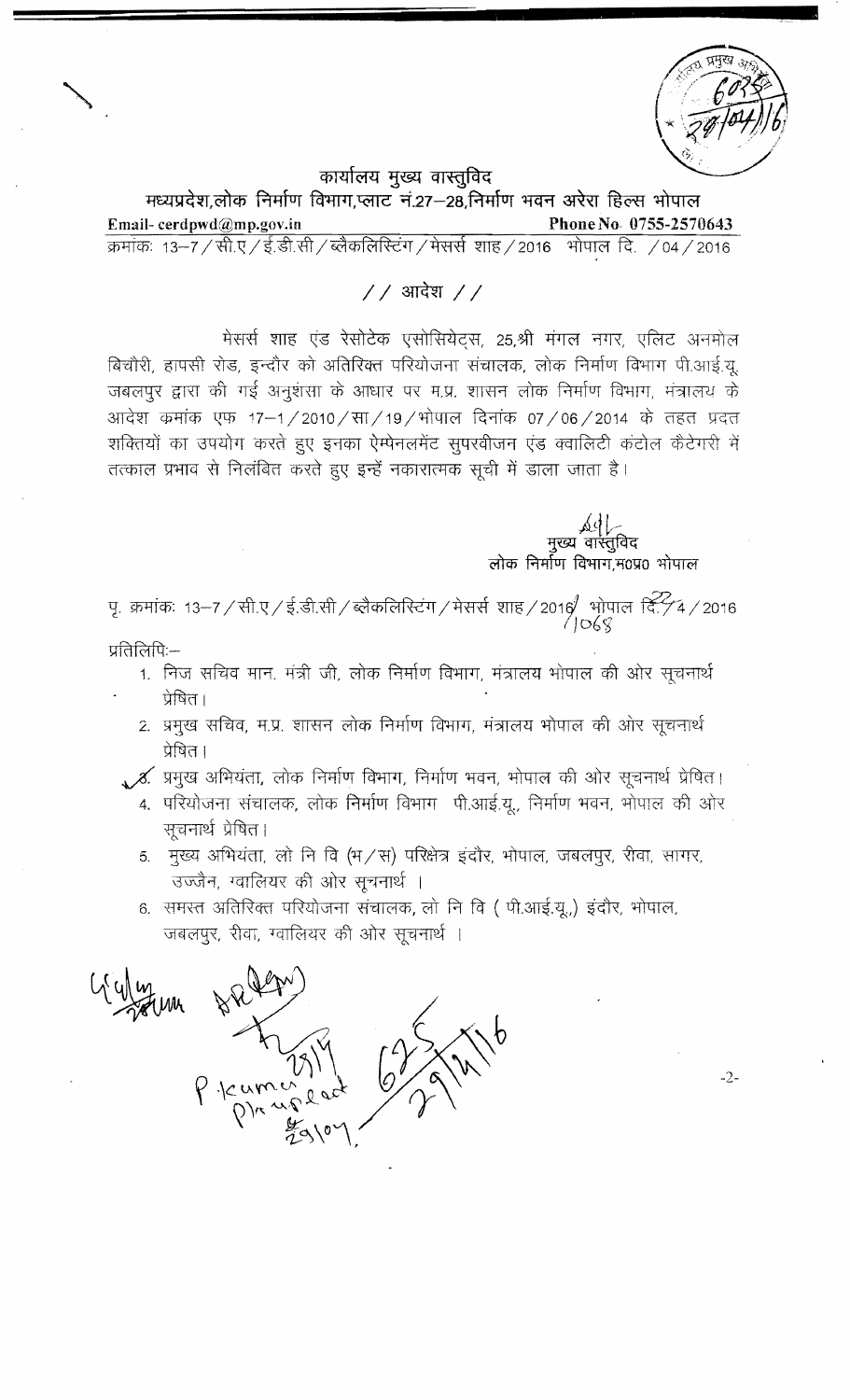# कार्यालय मुख्य वास्तुविद

## मध्यप्रदेश,लोक निर्माण विभाग,प्लाट नं.27–28,निर्माण भवन अरेरा हिल्स भोपाल

Email- cerdpwd@mp.gov.in Phone No. 0755-2570643

क्रमांकः 13–7 / सी.ए / ई.डी.सी / ब्लैकलिस्टिंग / मेसर्स शाह / 2016 भोपाल दि. / 04 / 2016

## // आदेश //

मेसर्स शाह एंड रेसोटेक एसोसियेट्स, 25,श्री मंगल नगर, एलिट अनमोल बिचौरी, हापसी रोड, इन्दौर को अतिरिक्त परियोजना संचालक, लोक निर्माण विभाग पी.आई.यू. जबलपुर द्वारा की गई अनुशंसा के आधार पर म.प्र. शासन लोक निर्माण विभाग, मंत्रालय के आदेश क्रमांक एफ 17–1 / 2010 / सा / 19 / भोपाल दिनांक 07 / 06 / 2014 के तहत प्रदत्त शक्तियों का उपयोग करते हुए इनका ऐम्पेनलमेंट सुपरवीजन एंड क्वालिटी कंट्रोल कैटेगरी में तत्काल प्रभाव से निलंबित करते हुए इन्हें नकारात्मक सूची में डाला जाता है।

मुख्य वास्तुविद
लोक निर्माण विभाग,म0प्र0 भोपाल

पृ. क्रमांकः 13–7 / सी.ए / ई.डी.सी / ब्लैकलिस्टिंग / मेसर्स शाह / 2016 / 1068 भोपाल दि. 27 / 4 / 2016

प्रतिलिपिः–

1. निज सचिव मान. मंत्री जी, लोक निर्माण विभाग, मंत्रालय भोपाल की ओर सूचनार्थ प्रेषित।
2. प्रमुख सचिव, म.प्र. शासन लोक निर्माण विभाग, मंत्रालय भोपाल की ओर सूचनार्थ प्रेषित।
3. प्रमुख अभियंता, लोक निर्माण विभाग, निर्माण भवन, भोपाल की ओर सूचनार्थ प्रेषित।
4. परियोजना संचालक, लोक निर्माण विभाग पी.आई.यू., निर्माण भवन, भोपाल की ओर सूचनार्थ प्रेषित।
5. मुख्य अभियंता, लो नि वि (भ / स) परिक्षेत्र इंदौर, भोपाल, जबलपुर, रीवा, सागर, उज्जैन, ग्वालियर की ओर सूचनार्थ ।
6. समस्त अतिरिक्त परियोजना संचालक, लो नि वि ( पी.आई.यू.) इंदौर, भोपाल, जबलपुर, रीवा, ग्वालियर की ओर सूचनार्थ ।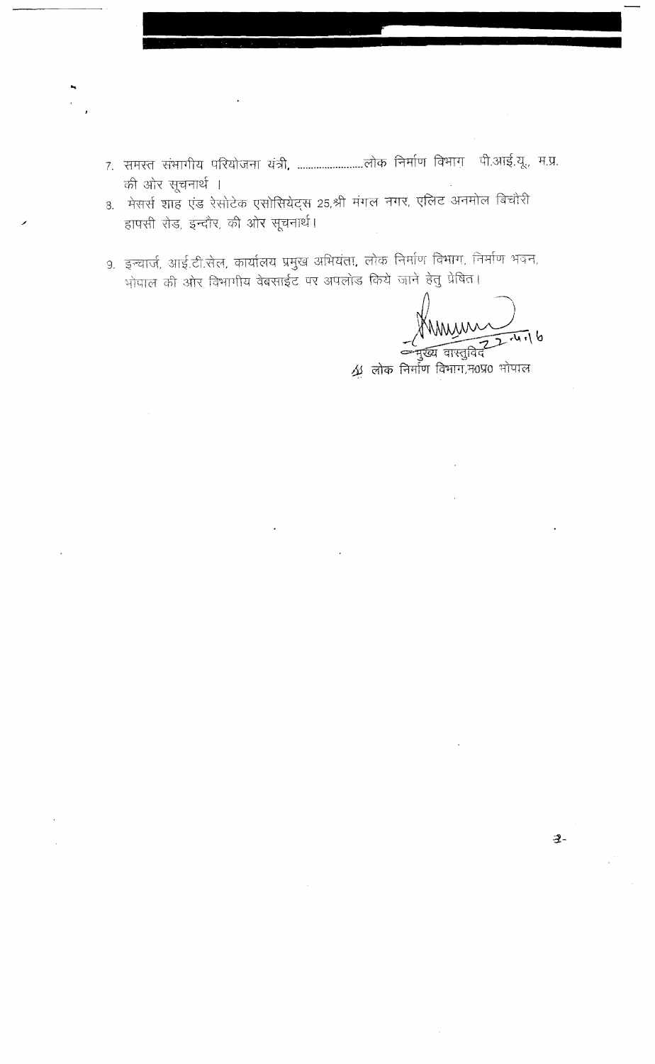7. समस्त संभागीय परियोजना यंत्री, ........................लोक निर्माण विभाग पी.आई.यू., म.प्र. की ओर सूचनार्थ ।

8. मेसर्स शाह एंड रेसोटेक एसोसियेट्स 25,श्री मंगल नगर, एलिट अनमोल बिचौरी हापसी रोड, इन्दौर, की ओर सूचनार्थ।

9. इन्चार्ज, आई.टी.सेल, कार्यालय प्रमुख अभियंता, लोक निर्माण विभाग, निर्माण भवन, भोपाल की ओर विभागीय वेबसाईट पर अपलोड किये जाने हेतु प्रेषित।

22.5.16

मुख्य वास्तुविद्

लोक निर्माण विभाग,म0प्र0 भोपाल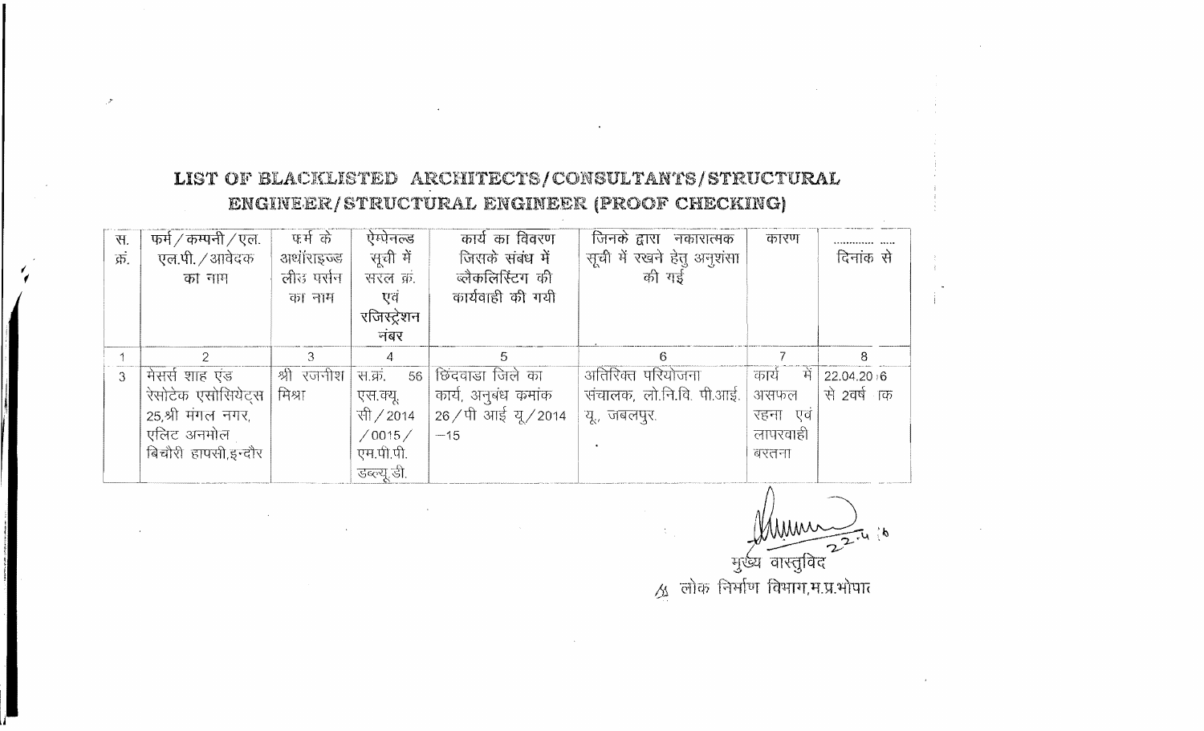## LIST OF BLACKLISTED ARCHITECTS/CONSULTANTS/STRUCTURAL ENGINEER/STRUCTURAL ENGINEER (PROOF CHECKING)

| स. क्रं. | फर्म/कम्पनी/एल.एल.पी./आवेदक का नाम | फर्म के आथॉराइज्ड लीड पर्सन का नाम | ऐम्पेनल्ड सूची में सरल क्रं. एवं रजिस्ट्रेशन नंबर | कार्य का विवरण जिसके संबंध में ब्लैकलिस्टिंग की कार्यवाही की गयी | जिनके द्वारा नकारात्मक सूची में रखने हेतु अनुशंसा की गई | कारण | ............ ..... दिनांक से |
|---|---|---|---|---|---|---|---|
| 1 | 2 | 3 | 4 | 5 | 6 | 7 | 8 |
| 3 | मेसर्स शाह एंड रेसोटेक एसोसियेट्स 25,श्री मंगल नगर, एलिट अनमोल बिचौरी हापसी,इन्दौर | श्री रजनीश मिश्रा | स.क्रं. 56 एस.क्यू. सी/2014/0015/एम.पी.पी. डब्ल्यू.डी. | छिंदवाडा जिले का कार्य, अनुबंध कमांक 26/पी आई यू/2014–15 | अतिरिक्त परियोजना संचालक, लो.नि.वि. पी.आई. यू., जबलपुर. | कार्य में असफल रहना एवं लापरवाही बरतना | 22.04.2016 से 2वर्ष तक |

22.4.16

मुख्य वास्तुविद

लोक निर्माण विभाग,म.प्र.भोपाल